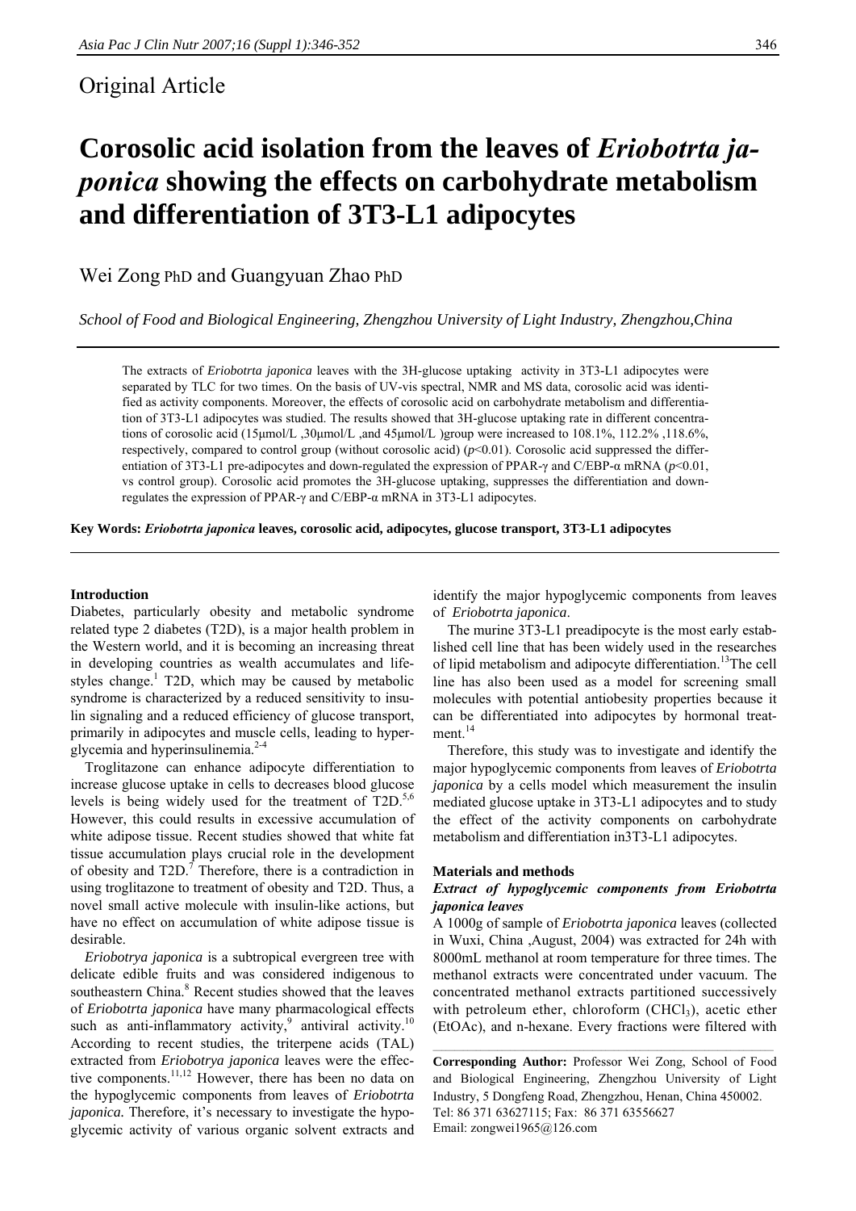## Original Article

# Corosolic acid isolation from the leaves of *Eriobotrta japonica* showing the effects on carbohydrate metabolism and differentiation of 3T3-L1 adipocytes

Wei Zong PhD and Guangyuan Zhao PhD

*School of Food and Biological Engineering, Zhengzhou University of Light Industry, Zhengzhou,China*

The extracts of *Eriobotrta japonica* leaves with the 3H-glucose uptaking activity in 3T3-L1 adipocytes were separated by TLC for two times. On the basis of UV-vis spectral, NMR and MS data, corosolic acid was identified as activity components. Moreover, the effects of corosolic acid on carbohydrate metabolism and differentiation of 3T3-L1 adipocytes was studied. The results showed that 3H-glucose uptaking rate in different concentrations of corosolic acid (15μmol/L ,30μmol/L ,and 45μmol/L )group were increased to 108.1%, 112.2% ,118.6%, respectively, compared to control group (without corosolic acid) ($p$<0.01). Corosolic acid suppressed the differentiation of 3T3-L1 pre-adipocytes and down-regulated the expression of PPAR-γ and C/EBP-α mRNA ($p$<0.01, vs control group). Corosolic acid promotes the 3H-glucose uptaking, suppresses the differentiation and down-regulates the expression of PPAR-γ and C/EBP-α mRNA in 3T3-L1 adipocytes.

**Key Words:** ***Eriobotrta japonica*** **leaves, corosolic acid, adipocytes, glucose transport, 3T3-L1 adipocytes**

### Introduction

Diabetes, particularly obesity and metabolic syndrome related type 2 diabetes (T2D), is a major health problem in the Western world, and it is becoming an increasing threat in developing countries as wealth accumulates and lifestyles change.[1] T2D, which may be caused by metabolic syndrome is characterized by a reduced sensitivity to insulin signaling and a reduced efficiency of glucose transport, primarily in adipocytes and muscle cells, leading to hyperglycemia and hyperinsulinemia.[2-4]

Troglitazone can enhance adipocyte differentiation to increase glucose uptake in cells to decreases blood glucose levels is being widely used for the treatment of T2D.[5,6] However, this could results in excessive accumulation of white adipose tissue. Recent studies showed that white fat tissue accumulation plays crucial role in the development of obesity and T2D.[7] Therefore, there is a contradiction in using troglitazone to treatment of obesity and T2D. Thus, a novel small active molecule with insulin-like actions, but have no effect on accumulation of white adipose tissue is desirable.

*Eriobotrya japonica* is a subtropical evergreen tree with delicate edible fruits and was considered indigenous to southeastern China.[8] Recent studies showed that the leaves of *Eriobotrta japonica* have many pharmacological effects such as anti-inflammatory activity,[9] antiviral activity.[10] According to recent studies, the triterpene acids (TAL) extracted from *Eriobotrya japonica* leaves were the effective components.[11,12] However, there has been no data on the hypoglycemic components from leaves of *Eriobotrta japonica*. Therefore, it's necessary to investigate the hypoglycemic activity of various organic solvent extracts and identify the major hypoglycemic components from leaves of *Eriobotrta japonica*.

The murine 3T3-L1 preadipocyte is the most early established cell line that has been widely used in the researches of lipid metabolism and adipocyte differentiation.[13]The cell line has also been used as a model for screening small molecules with potential antiobesity properties because it can be differentiated into adipocytes by hormonal treatment.[14]

Therefore, this study was to investigate and identify the major hypoglycemic components from leaves of *Eriobotrta japonica* by a cells model which measurement the insulin mediated glucose uptake in 3T3-L1 adipocytes and to study the effect of the activity components on carbohydrate metabolism and differentiation in3T3-L1 adipocytes.

### Materials and methods

#### *Extract of hypoglycemic components from Eriobotrta japonica leaves*

A 1000g of sample of *Eriobotrta japonica* leaves (collected in Wuxi, China ,August, 2004) was extracted for 24h with 8000mL methanol at room temperature for three times. The methanol extracts were concentrated under vacuum. The concentrated methanol extracts partitioned successively with petroleum ether, chloroform ($CHCl_3$), acetic ether (EtOAc), and n-hexane. Every fractions were filtered with

**Corresponding Author:** Professor Wei Zong, School of Food and Biological Engineering, Zhengzhou University of Light Industry, 5 Dongfeng Road, Zhengzhou, Henan, China 450002.
Tel: 86 371 63627115; Fax: 86 371 63556627
Email: zongwei1965@126.com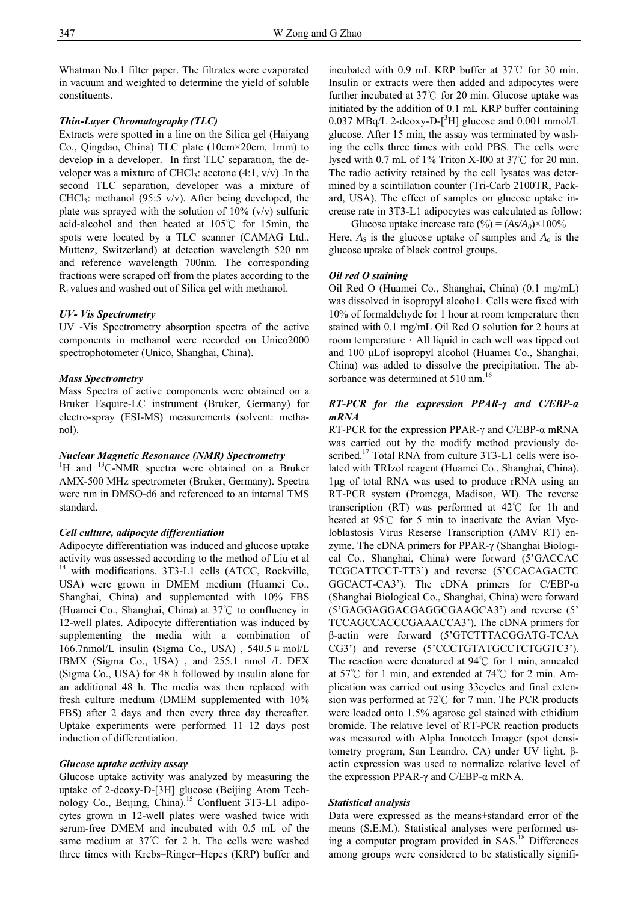Whatman No.1 filter paper. The filtrates were evaporated in vacuum and weighted to determine the yield of soluble constituents.

### *Thin-Layer Chromatography (TLC)*

Extracts were spotted in a line on the Silica gel (Haiyang Co., Qingdao, China) TLC plate (10cm×20cm, 1mm) to develop in a developer. In first TLC separation, the developer was a mixture of $CHCl_3$: acetone (4:1, v/v) .In the second TLC separation, developer was a mixture of $CHCl_3$: methanol (95:5 v/v). After being developed, the plate was sprayed with the solution of 10% (v/v) sulfuric acid-alcohol and then heated at 105℃ for 15min, the spots were located by a TLC scanner (CAMAG Ltd., Muttenz, Switzerland) at detection wavelength 520 nm and reference wavelength 700nm. The corresponding fractions were scraped off from the plates according to the $R_f$ values and washed out of Silica gel with methanol.

### *UV- Vis Spectrometry*

UV -Vis Spectrometry absorption spectra of the active components in methanol were recorded on Unico2000 spectrophotometer (Unico, Shanghai, China).

### *Mass Spectrometry*

Mass Spectra of active components were obtained on a Bruker Esquire-LC instrument (Bruker, Germany) for electro-spray (ESI-MS) measurements (solvent: methanol).

### *Nuclear Magnetic Resonance (NMR) Spectrometry*

$^1$H and $^{13}$C-NMR spectra were obtained on a Bruker AMX-500 MHz spectrometer (Bruker, Germany). Spectra were run in DMSO-d6 and referenced to an internal TMS standard.

### *Cell culture, adipocyte differentiation*

Adipocyte differentiation was induced and glucose uptake activity was assessed according to the method of Liu et al [14] with modifications. 3T3-L1 cells (ATCC, Rockville, USA) were grown in DMEM medium (Huamei Co., Shanghai, China) and supplemented with 10% FBS (Huamei Co., Shanghai, China) at 37℃ to confluency in 12-well plates. Adipocyte differentiation was induced by supplementing the media with a combination of 166.7nmol/L insulin (Sigma Co., USA) , 540.5 μ mol/L IBMX (Sigma Co., USA) , and 255.1 nmol /L DEX (Sigma Co., USA) for 48 h followed by insulin alone for an additional 48 h. The media was then replaced with fresh culture medium (DMEM supplemented with 10% FBS) after 2 days and then every three day thereafter. Uptake experiments were performed 11–12 days post induction of differentiation.

### *Glucose uptake activity assay*

Glucose uptake activity was analyzed by measuring the uptake of 2-deoxy-D-[3H] glucose (Beijing Atom Technology Co., Beijing, China).[15] Confluent 3T3-L1 adipocytes grown in 12-well plates were washed twice with serum-free DMEM and incubated with 0.5 mL of the same medium at 37℃ for 2 h. The cells were washed three times with Krebs–Ringer–Hepes (KRP) buffer and incubated with 0.9 mL KRP buffer at 37℃ for 30 min. Insulin or extracts were then added and adipocytes were further incubated at 37℃ for 20 min. Glucose uptake was initiated by the addition of 0.1 mL KRP buffer containing 0.037 MBq/L 2-deoxy-D-[$^3$H] glucose and 0.001 mmol/L glucose. After 15 min, the assay was terminated by washing the cells three times with cold PBS. The cells were lysed with 0.7 mL of 1% Triton X-l00 at 37℃ for 20 min. The radio activity retained by the cell lysates was determined by a scintillation counter (Tri-Carb 2100TR, Packard, USA). The effect of samples on glucose uptake increase rate in 3T3-L1 adipocytes was calculated as follow:

$$\text{Glucose uptake increase rate (\%)} = (A_S/A_0)\times 100\%$$

Here, $A_S$ is the glucose uptake of samples and $A_o$ is the glucose uptake of black control groups.

### *Oil red O staining*

Oil Red O (Huamei Co., Shanghai, China) (0.1 mg/mL) was dissolved in isopropyl alcoho1. Cells were fixed with 10% of formaldehyde for 1 hour at room temperature then stained with 0.1 mg/mL Oil Red O solution for 2 hours at room temperature . All liquid in each well was tipped out and 100 µLof isopropyl alcohol (Huamei Co., Shanghai, China) was added to dissolve the precipitation. The absorbance was determined at 510 nm.[16]

### *RT-PCR for the expression PPAR-γ and C/EBP-α mRNA*

RT-PCR for the expression PPAR-γ and C/EBP-α mRNA was carried out by the modify method previously described.[17] Total RNA from culture 3T3-L1 cells were isolated with TRIzol reagent (Huamei Co., Shanghai, China). 1μg of total RNA was used to produce rRNA using an RT-PCR system (Promega, Madison, WI). The reverse transcription (RT) was performed at 42℃ for 1h and heated at 95℃ for 5 min to inactivate the Avian Myeloblastosis Virus Reserse Transcription (AMV RT) enzyme. The cDNA primers for PPAR-γ (Shanghai Biological Co., Shanghai, China) were forward (5'GACCAC TCGCATTCCT-TT3') and reverse (5'CCACAGACTC GGCACT-CA3'). The cDNA primers for C/EBP-α (Shanghai Biological Co., Shanghai, China) were forward (5'GAGGAGGACGAGGCGAAGCA3') and reverse (5' TCCAGCCACCCGAAACCA3'). The cDNA primers for β-actin were forward (5'GTCTTTACGGATG-TCAA CG3') and reverse (5'CCCTGTATGCCTCTGGTC3'). The reaction were denatured at 94℃ for 1 min, annealed at 57℃ for 1 min, and extended at 74℃ for 2 min. Amplication was carried out using 33cycles and final extension was performed at 72℃ for 7 min. The PCR products were loaded onto 1.5% agarose gel stained with ethidium bromide. The relative level of RT-PCR reaction products was measured with Alpha Innotech Imager (spot densitomery program, San Leandro, CA) under UV light. β-actin expression was used to normalize relative level of the expression PPAR-γ and C/EBP-α mRNA.

### *Statistical analysis*

Data were expressed as the means±standard error of the means (S.E.M.). Statistical analyses were performed using a computer program provided in SAS.[18] Differences among groups were considered to be statistically signifi-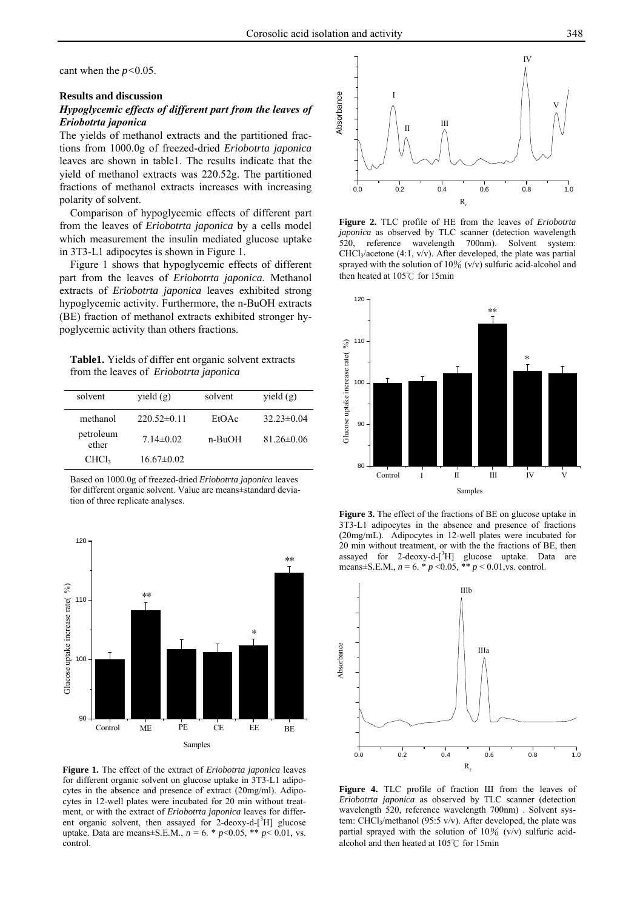cant when the $p<0.05$.

### Results and discussion

#### *Hypoglycemic effects of different part from the leaves of Eriobotrta japonica*

The yields of methanol extracts and the partitioned fractions from 1000.0g of freezed-dried *Eriobotrta japonica* leaves are shown in table1. The results indicate that the yield of methanol extracts was 220.52g. The partitioned fractions of methanol extracts increases with increasing polarity of solvent.

Comparison of hypoglycemic effects of different part from the leaves of *Eriobotrta japonica* by a cells model which measurement the insulin mediated glucose uptake in 3T3-L1 adipocytes is shown in Figure 1.

Figure 1 shows that hypoglycemic effects of different part from the leaves of *Eriobotrta japonica.* Methanol extracts of *Eriobotrta japonica* leaves exhibited strong hypoglycemic activity. Furthermore, the n-BuOH extracts (BE) fraction of methanol extracts exhibited stronger hypoglycemic activity than others fractions.

**Table1.** Yields of differ ent organic solvent extracts from the leaves of *Eriobotrta japonica*

| solvent | yield (g) | solvent | yield (g) |
|---|---|---|---|
| methanol | 220.52±0.11 | EtOAc | 32.23±0.04 |
| petroleum ether | 7.14±0.02 | n-BuOH | 81.26±0.06 |
| $CHCl_3$ | 16.67±0.02 | | |

Based on 1000.0g of freezed-dried *Eriobotrta japonica* leaves for different organic solvent. Value are means±standard deviation of three replicate analyses.

**Figure 1.** The effect of the extract of *Eriobotrta japonica* leaves for different organic solvent on glucose uptake in 3T3-L1 adipocytes in the absence and presence of extract (20mg/ml). Adipocytes in 12-well plates were incubated for 20 min without treatment, or with the extract of *Eriobotrta japonica* leaves for different organic solvent, then assayed for 2-deoxy-d-[$^3$H] glucose uptake. Data are means±S.E.M., $n$ = 6. * $p$<0.05, ** $p$< 0.01, vs. control.

**Figure 2.** TLC profile of HE from the leaves of *Eriobotrta japonica* as observed by TLC scanner (detection wavelength 520, reference wavelength 700nm). Solvent system: $CHCl_3$/acetone (4:1, v/v). After developed, the plate was partial sprayed with the solution of 10% (v/v) sulfuric acid-alcohol and then heated at 105℃ for 15min

**Figure 3.** The effect of the fractions of BE on glucose uptake in 3T3-L1 adipocytes in the absence and presence of fractions (20mg/mL). Adipocytes in 12-well plates were incubated for 20 min without treatment, or with the the fractions of BE, then assayed for 2-deoxy-d-[$^3$H] glucose uptake. Data are means±S.E.M., $n$ = 6. * $p$ <0.05, ** $p$ < 0.01,vs. control.

**Figure 4.** TLC profile of fraction III from the leaves of *Eriobotrta japonica* as observed by TLC scanner (detection wavelength 520, reference wavelength 700nm) . Solvent system: $CHCl_3$/methanol (95:5 v/v). After developed, the plate was partial sprayed with the solution of 10% (v/v) sulfuric acid-alcohol and then heated at 105℃ for 15min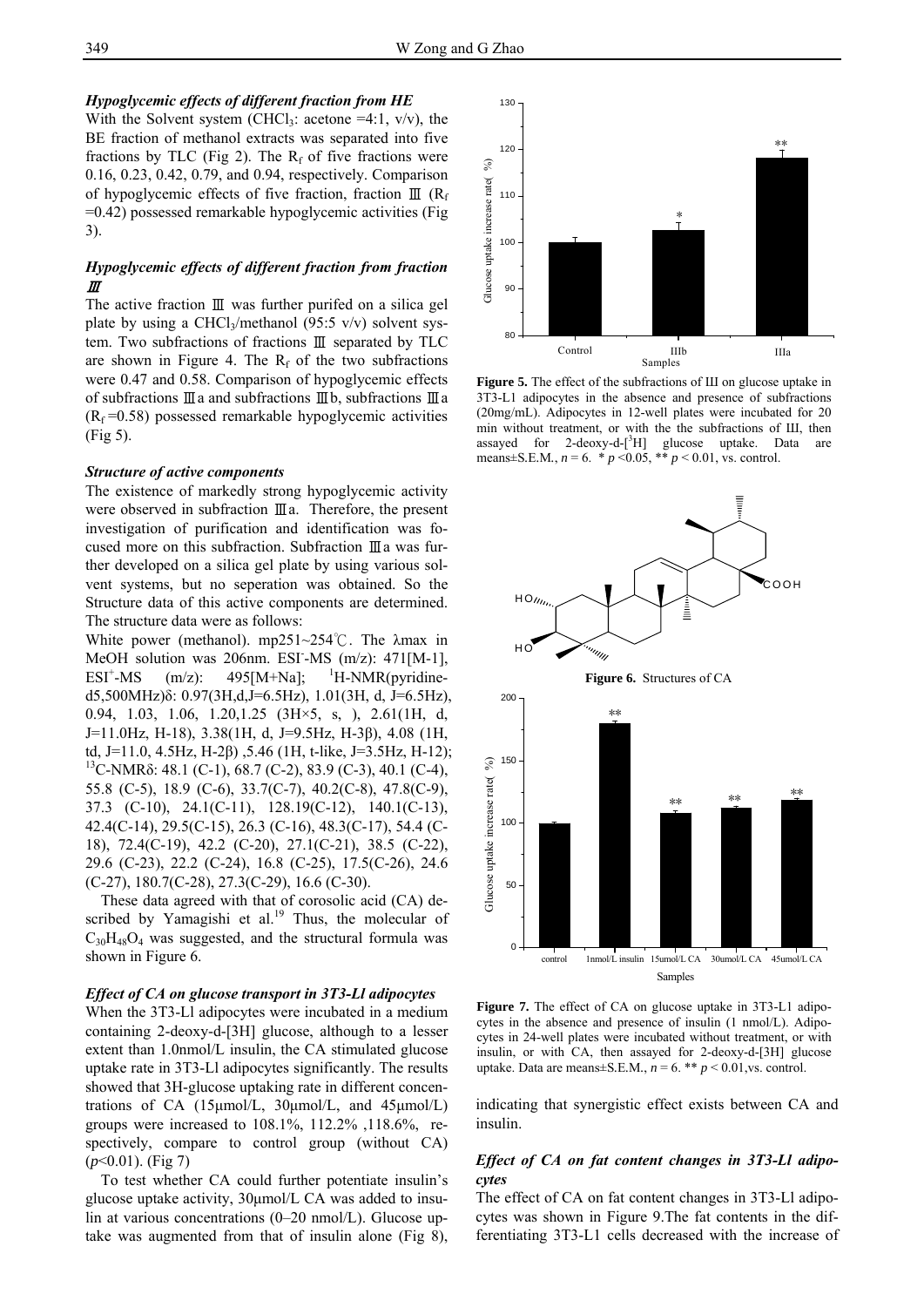### *Hypoglycemic effects of different fraction from HE*

With the Solvent system ($CHCl_3$: acetone =4:1, v/v), the BE fraction of methanol extracts was separated into five fractions by TLC (Fig 2). The $R_f$ of five fractions were 0.16, 0.23, 0.42, 0.79, and 0.94, respectively. Comparison of hypoglycemic effects of five fraction, fraction Ⅲ ($R_f$ =0.42) possessed remarkable hypoglycemic activities (Fig 3).

### *Hypoglycemic effects of different fraction from fraction Ⅲ*

The active fraction Ⅲ was further purifed on a silica gel plate by using a $CHCl_3$/methanol (95:5 v/v) solvent system. Two subfractions of fractions Ⅲ separated by TLC are shown in Figure 4. The $R_f$ of the two subfractions were 0.47 and 0.58. Comparison of hypoglycemic effects of subfractions Ⅲa and subfractions Ⅲb, subfractions Ⅲa ($R_f$ =0.58) possessed remarkable hypoglycemic activities (Fig 5).

### *Structure of active components*

The existence of markedly strong hypoglycemic activity were observed in subfraction Ⅲa. Therefore, the present investigation of purification and identification was focused more on this subfraction. Subfraction Ⅲa was further developed on a silica gel plate by using various solvent systems, but no seperation was obtained. So the Structure data of this active components are determined. The structure data were as follows:

White power (methanol). mp251~254℃. The λmax in MeOH solution was 206nm. $ESI^-$-MS (m/z): 471[M-1], $ESI^+$-MS (m/z): 495[M+Na]; $^1$H-NMR(pyridine-d5,500MHz)δ: 0.97(3H,d,J=6.5Hz), 1.01(3H, d, J=6.5Hz), 0.94, 1.03, 1.06, 1.20,1.25 (3H×5, s, ), 2.61(1H, d, J=11.0Hz, H-18), 3.38(1H, d, J=9.5Hz, H-3β), 4.08 (1H, td, J=11.0, 4.5Hz, H-2β) ,5.46 (1H, t-like, J=3.5Hz, H-12); $^{13}$C-NMRδ: 48.1 (C-1), 68.7 (C-2), 83.9 (C-3), 40.1 (C-4), 55.8 (C-5), 18.9 (C-6), 33.7(C-7), 40.2(C-8), 47.8(C-9), 37.3 (C-10), 24.1(C-11), 128.19(C-12), 140.1(C-13), 42.4(C-14), 29.5(C-15), 26.3 (C-16), 48.3(C-17), 54.4 (C-18), 72.4(C-19), 42.2 (C-20), 27.1(C-21), 38.5 (C-22), 29.6 (C-23), 22.2 (C-24), 16.8 (C-25), 17.5(C-26), 24.6 (C-27), 180.7(C-28), 27.3(C-29), 16.6 (C-30).

These data agreed with that of corosolic acid (CA) described by Yamagishi et al.[19] Thus, the molecular of $C_{30}H_{48}O_4$ was suggested, and the structural formula was shown in Figure 6.

### *Effect of CA on glucose transport in 3T3-Ll adipocytes*

When the 3T3-Ll adipocytes were incubated in a medium containing 2-deoxy-d-[3H] glucose, although to a lesser extent than 1.0nmol/L insulin, the CA stimulated glucose uptake rate in 3T3-Ll adipocytes significantly. The results showed that 3H-glucose uptaking rate in different concentrations of CA (15μmol/L, 30μmol/L, and 45μmol/L) groups were increased to 108.1%, 112.2% ,118.6%, respectively, compare to control group (without CA) ($p$<0.01). (Fig 7)

To test whether CA could further potentiate insulin's glucose uptake activity, 30μmol/L CA was added to insulin at various concentrations (0–20 nmol/L). Glucose uptake was augmented from that of insulin alone (Fig 8), indicating that synergistic effect exists between CA and insulin.

**Figure 5.** The effect of the subfractions of III on glucose uptake in 3T3-L1 adipocytes in the absence and presence of subfractions (20mg/mL). Adipocytes in 12-well plates were incubated for 20 min without treatment, or with the the subfractions of III, then assayed for 2-deoxy-d-[$^3$H] glucose uptake. Data are means±S.E.M., $n$ = 6. * $p$ <0.05, ** $p$ < 0.01, vs. control.

**Figure 6.** Structures of CA

**Figure 7.** The effect of CA on glucose uptake in 3T3-L1 adipocytes in the absence and presence of insulin (1 nmol/L). Adipocytes in 24-well plates were incubated without treatment, or with insulin, or with CA, then assayed for 2-deoxy-d-[3H] glucose uptake. Data are means±S.E.M., $n$ = 6. ** $p$ < 0.01,vs. control.

### *Effect of CA on fat content changes in 3T3-Ll adipocytes*

The effect of CA on fat content changes in 3T3-Ll adipocytes was shown in Figure 9.The fat contents in the differentiating 3T3-L1 cells decreased with the increase of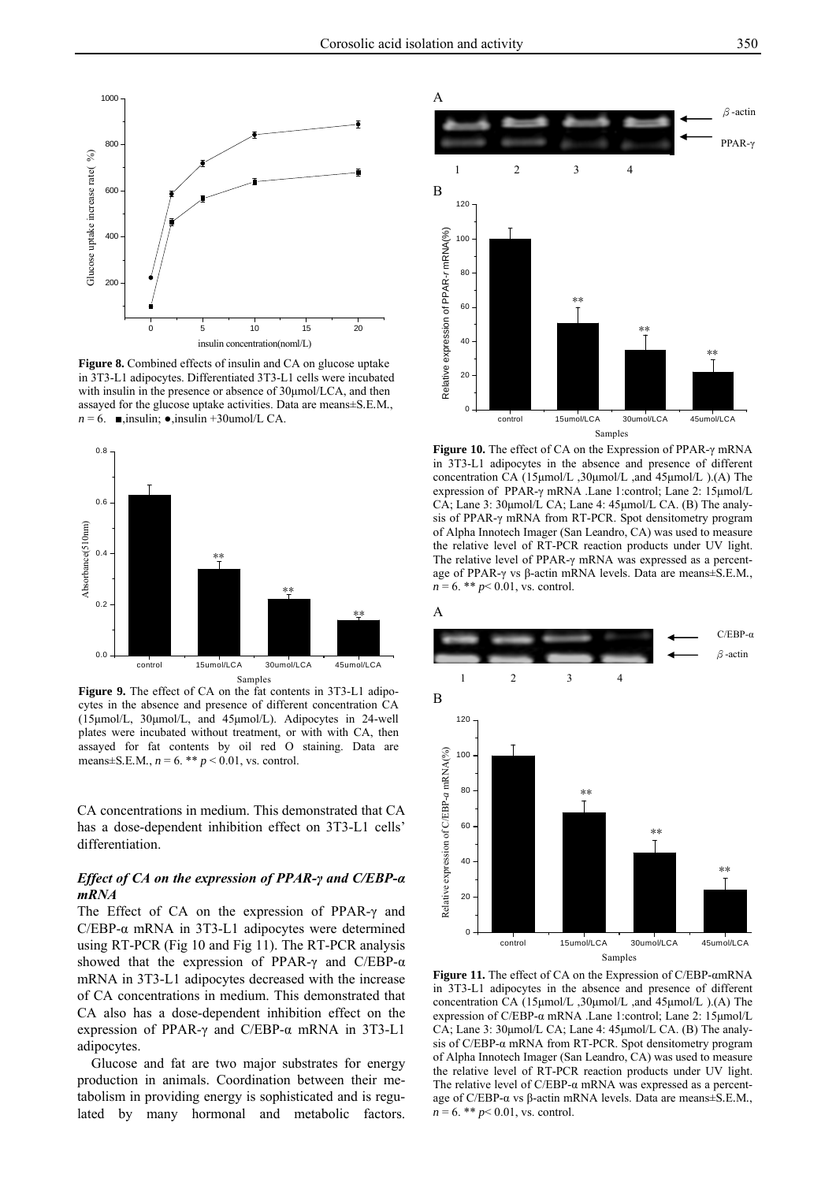**Figure 8.** Combined effects of insulin and CA on glucose uptake in 3T3-L1 adipocytes. Differentiated 3T3-L1 cells were incubated with insulin in the presence or absence of 30μmol/LCA, and then assayed for the glucose uptake activities. Data are means±S.E.M., $n = 6$. ■,insulin; ●,insulin +30umol/L CA.

**Figure 9.** The effect of CA on the fat contents in 3T3-L1 adipocytes in the absence and presence of different concentration CA (15μmol/L, 30μmol/L, and 45μmol/L). Adipocytes in 24-well plates were incubated without treatment, or with with CA, then assayed for fat contents by oil red O staining. Data are means±S.E.M., $n = 6$. ** $p < 0.01$, vs. control.

CA concentrations in medium. This demonstrated that CA has a dose-dependent inhibition effect on 3T3-L1 cells' differentiation.

### *Effect of CA on the expression of PPAR-γ and C/EBP-α mRNA*

The Effect of CA on the expression of PPAR-γ and C/EBP-α mRNA in 3T3-L1 adipocytes were determined using RT-PCR (Fig 10 and Fig 11). The RT-PCR analysis showed that the expression of PPAR-γ and C/EBP-α mRNA in 3T3-L1 adipocytes decreased with the increase of CA concentrations in medium. This demonstrated that CA also has a dose-dependent inhibition effect on the expression of PPAR-γ and C/EBP-α mRNA in 3T3-L1 adipocytes.

Glucose and fat are two major substrates for energy production in animals. Coordination between their metabolism in providing energy is sophisticated and is regulated by many hormonal and metabolic factors.

**Figure 10.** The effect of CA on the Expression of PPAR-γ mRNA in 3T3-L1 adipocytes in the absence and presence of different concentration CA (15μmol/L ,30μmol/L ,and 45μmol/L ).(A) The expression of PPAR-γ mRNA .Lane 1:control; Lane 2: 15μmol/L CA; Lane 3: 30μmol/L CA; Lane 4: 45μmol/L CA. (B) The analysis of PPAR-γ mRNA from RT-PCR. Spot densitometry program of Alpha Innotech Imager (San Leandro, CA) was used to measure the relative level of RT-PCR reaction products under UV light. The relative level of PPAR-γ mRNA was expressed as a percentage of PPAR-γ vs β-actin mRNA levels. Data are means±S.E.M., $n = 6$. ** $p< 0.01$, vs. control.

**Figure 11.** The effect of CA on the Expression of C/EBP-αmRNA in 3T3-L1 adipocytes in the absence and presence of different concentration CA (15μmol/L ,30μmol/L ,and 45μmol/L ).(A) The expression of C/EBP-α mRNA .Lane 1:control; Lane 2: 15μmol/L CA; Lane 3: 30μmol/L CA; Lane 4: 45μmol/L CA. (B) The analysis of C/EBP-α mRNA from RT-PCR. Spot densitometry program of Alpha Innotech Imager (San Leandro, CA) was used to measure the relative level of RT-PCR reaction products under UV light. The relative level of C/EBP-α mRNA was expressed as a percentage of C/EBP-α vs β-actin mRNA levels. Data are means±S.E.M., $n = 6$. ** $p< 0.01$, vs. control.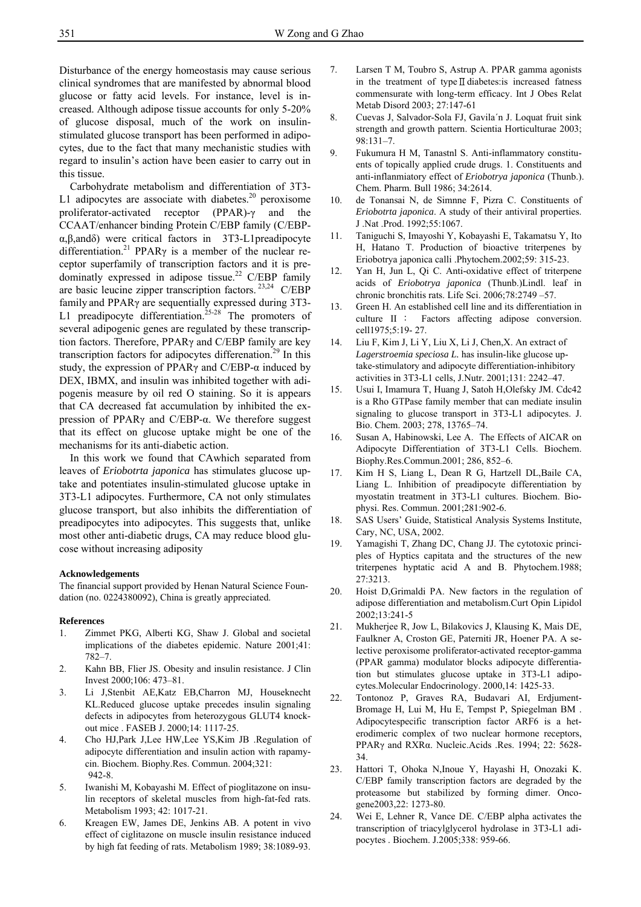Disturbance of the energy homeostasis may cause serious clinical syndromes that are manifested by abnormal blood glucose or fatty acid levels. For instance, level is increased. Although adipose tissue accounts for only 5-20% of glucose disposal, much of the work on insulin-stimulated glucose transport has been performed in adipocytes, due to the fact that many mechanistic studies with regard to insulin's action have been easier to carry out in this tissue.

Carbohydrate metabolism and differentiation of 3T3-L1 adipocytes are associate with diabetes.[20] peroxisome proliferator-activated receptor (PPAR)-γ and the CCAAT/enhancer binding Protein C/EBP family (C/EBP-α,β,andδ) were critical factors in 3T3-L1preadipocyte differentiation.[21] PPARγ is a member of the nuclear receptor superfamily of transcription factors and it is predominatly expressed in adipose tissue.[22] C/EBP family are basic leucine zipper transcription factors.[23,24] C/EBP family and PPARγ are sequentially expressed during 3T3-L1 preadipocyte differentiation.[25-28] The promoters of several adipogenic genes are regulated by these transcription factors. Therefore, PPARγ and C/EBP family are key transcription factors for adipocytes differenation.[29] In this study, the expression of PPARγ and C/EBP-α induced by DEX, IBMX, and insulin was inhibited together with adipogenis measure by oil red O staining. So it is appears that CA decreased fat accumulation by inhibited the expression of PPARγ and C/EBP-α. We therefore suggest that its effect on glucose uptake might be one of the mechanisms for its anti-diabetic action.

In this work we found that CAwhich separated from leaves of *Eriobotrta japonica* has stimulates glucose uptake and potentiates insulin-stimulated glucose uptake in 3T3-L1 adipocytes. Furthermore, CA not only stimulates glucose transport, but also inhibits the differentiation of preadipocytes into adipocytes. This suggests that, unlike most other anti-diabetic drugs, CA may reduce blood glucose without increasing adiposity

**Acknowledgements**

The financial support provided by Henan Natural Science Foundation (no. 0224380092), China is greatly appreciated.

**References**

1. Zimmet PKG, Alberti KG, Shaw J. Global and societal implications of the diabetes epidemic. Nature 2001;41: 782–7.
2. Kahn BB, Flier JS. Obesity and insulin resistance. J Clin Invest 2000;106: 473–81.
3. Li J,Stenbit AE,Katz EB,Charron MJ, Houseknecht KL.Reduced glucose uptake precedes insulin signaling defects in adipocytes from heterozygous GLUT4 knockout mice . FASEB J. 2000;14: 1117-25.
4. Cho HJ,Park J,Lee HW,Lee YS,Kim JB .Regulation of adipocyte differentiation and insulin action with rapamycin. Biochem. Biophy.Res. Commun. 2004;321: 942-8.
5. Iwanishi M, Kobayashi M. Effect of pioglitazone on insulin receptors of skeletal muscles from high-fat-fed rats. Metabolism 1993; 42: 1017-21.
6. Kreagen EW, James DE, Jenkins AB. A potent in vivo effect of ciglitazone on muscle insulin resistance induced by high fat feeding of rats. Metabolism 1989; 38:1089-93.
7. Larsen T M, Toubro S, Astrup A. PPAR gamma agonists in the treatment of typeⅡdiabetes:is increased fatness commensurate with long-term efficacy. Int J Obes Relat Metab Disord 2003; 27:147-61
8. Cuevas J, Salvador-Sola FJ, Gavila´n J. Loquat fruit sink strength and growth pattern. Scientia Horticulturae 2003; 98:131–7.
9. Fukumura H M, Tanastnl S. Anti-inflammatory constituents of topically applied crude drugs. 1. Constituents and anti-inflanmiatory effect of *Eriobotrya japonica* (Thunb.). Chem. Pharm. Bull 1986; 34:2614.
10. de Tonansai N, de Simnne F, Pizra C. Constituents of *Eriobotrta japonica*. A study of their antiviral properties. J .Nat .Prod. 1992;55:1067.
11. Taniguchi S, Imayoshi Y, Kobayashi E, Takamatsu Y, Ito H, Hatano T. Production of bioactive triterpenes by Eriobotrya japonica calli .Phytochem.2002;59: 315-23.
12. Yan H, Jun L, Qi C. Anti-oxidative effect of triterpene acids of *Eriobotrya japonica* (Thunb.)Lindl. leaf in chronic bronchitis rats. Life Sci. 2006;78:2749 –57.
13. Green H. An established cell line and its differentiation in culture II： Factors affecting adipose conversion. cell1975;5:19- 27.
14. Liu F, Kim J, Li Y, Liu X, Li J, Chen,X. An extract of *Lagerstroemia speciosa L.* has insulin-like glucose uptake-stimulatory and adipocyte differentiation-inhibitory activities in 3T3-L1 cells, J.Nutr. 2001;131: 2242–47.
15. Usui I, Imamura T, Huang J, Satoh H,Olefsky JM. Cdc42 is a Rho GTPase family member that can mediate insulin signaling to glucose transport in 3T3-L1 adipocytes. J. Bio. Chem. 2003; 278, 13765–74.
16. Susan A, Habinowski, Lee A. The Effects of AICAR on Adipocyte Differentiation of 3T3-L1 Cells. Biochem. Biophy.Res.Commun.2001; 286, 852–6.
17. Kim H S, Liang L, Dean R G, Hartzell DL,Baile CA, Liang L. Inhibition of preadipocyte differentiation by myostatin treatment in 3T3-L1 cultures. Biochem. Biophysi. Res. Commun. 2001;281:902-6.
18. SAS Users' Guide, Statistical Analysis Systems Institute, Cary, NC, USA, 2002.
19. Yamagishi T, Zhang DC, Chang JJ. The cytotoxic principles of Hyptics capitata and the structures of the new triterpenes hyptatic acid A and B. Phytochem.1988; 27:3213.
20. Hoist D,Grimaldi PA. New factors in the regulation of adipose differentiation and metabolism.Curt Opin Lipidol 2002;13:241-5
21. Mukherjee R, Jow L, Bilakovics J, Klausing K, Mais DE, Faulkner A, Croston GE, Paterniti JR, Hoener PA. A selective peroxisome proliferator-activated receptor-gamma (PPAR gamma) modulator blocks adipocyte differentiation but stimulates glucose uptake in 3T3-L1 adipocytes.Molecular Endocrinology. 2000,14: 1425-33.
22. Tontonoz P, Graves RA, Budavari AI, Erdjument-Bromage H, Lui M, Hu E, Tempst P, Spiegelman BM . Adipocytespecific transcription factor ARF6 is a heterodimeric complex of two nuclear hormone receptors, PPARγ and RXRα. Nucleic.Acids .Res. 1994; 22: 5628-34.
23. Hattori T, Ohoka N,Inoue Y, Hayashi H, Onozaki K. C/EBP family transcription factors are degraded by the proteasome but stabilized by forming dimer. Oncogene2003,22: 1273-80.
24. Wei E, Lehner R, Vance DE. C/EBP alpha activates the transcription of triacylglycerol hydrolase in 3T3-L1 adipocytes . Biochem. J.2005;338: 959-66.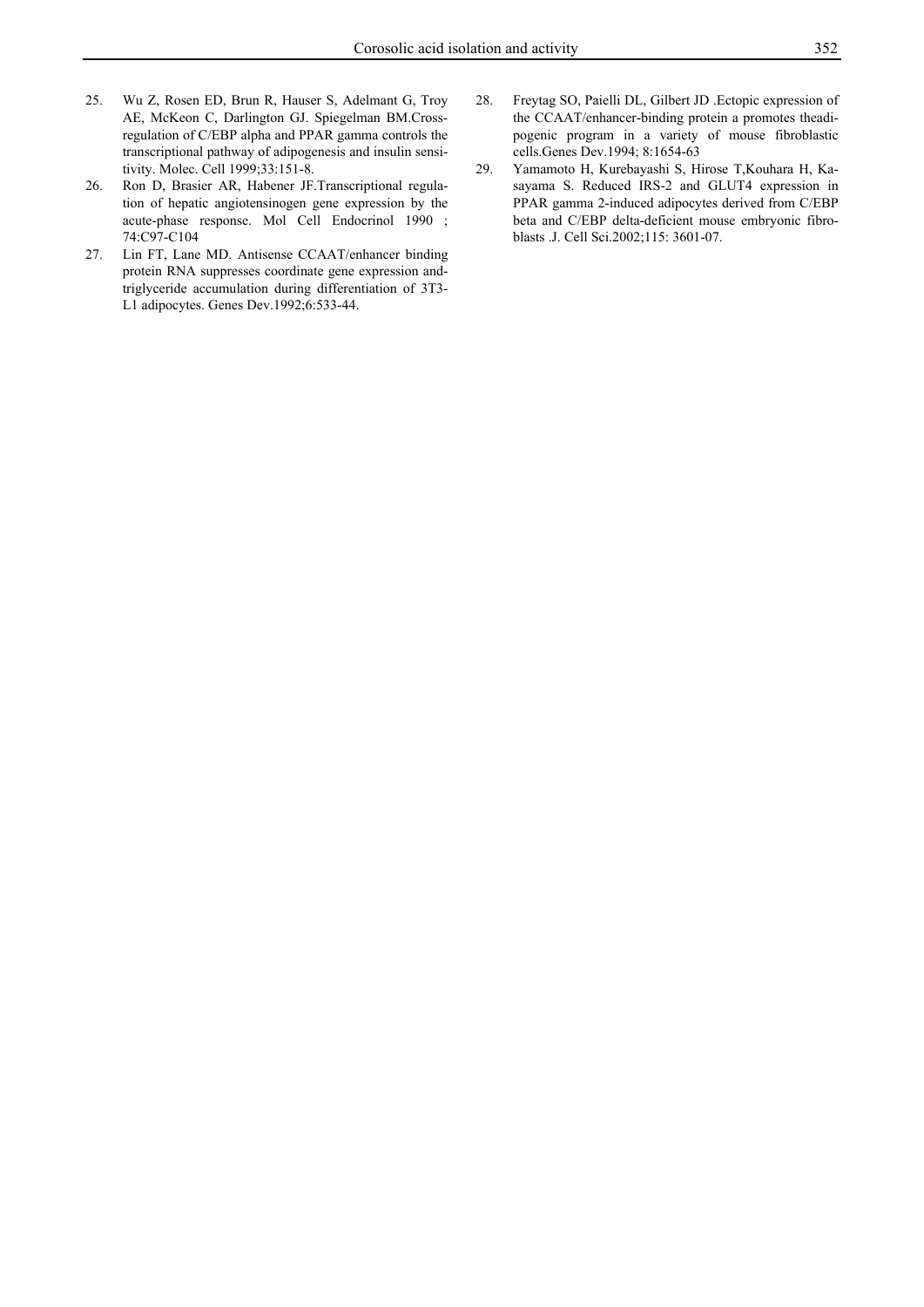25. Wu Z, Rosen ED, Brun R, Hauser S, Adelmant G, Troy AE, McKeon C, Darlington GJ. Spiegelman BM.Cross-regulation of C/EBP alpha and PPAR gamma controls the transcriptional pathway of adipogenesis and insulin sensitivity. Molec. Cell 1999;33:151-8.
26. Ron D, Brasier AR, Habener JF.Transcriptional regulation of hepatic angiotensinogen gene expression by the acute-phase response. Mol Cell Endocrinol 1990 ; 74:C97-C104
27. Lin FT, Lane MD. Antisense CCAAT/enhancer binding protein RNA suppresses coordinate gene expression and triglyceride accumulation during differentiation of 3T3-L1 adipocytes. Genes Dev.1992;6:533-44.
28. Freytag SO, Paielli DL, Gilbert JD .Ectopic expression of the CCAAT/enhancer-binding protein a promotes theadipogenic program in a variety of mouse fibroblastic cells.Genes Dev.1994; 8:1654-63
29. Yamamoto H, Kurebayashi S, Hirose T,Kouhara H, Kasayama S. Reduced IRS-2 and GLUT4 expression in PPAR gamma 2-induced adipocytes derived from C/EBP beta and C/EBP delta-deficient mouse embryonic fibroblasts .J. Cell Sci.2002;115: 3601-07.